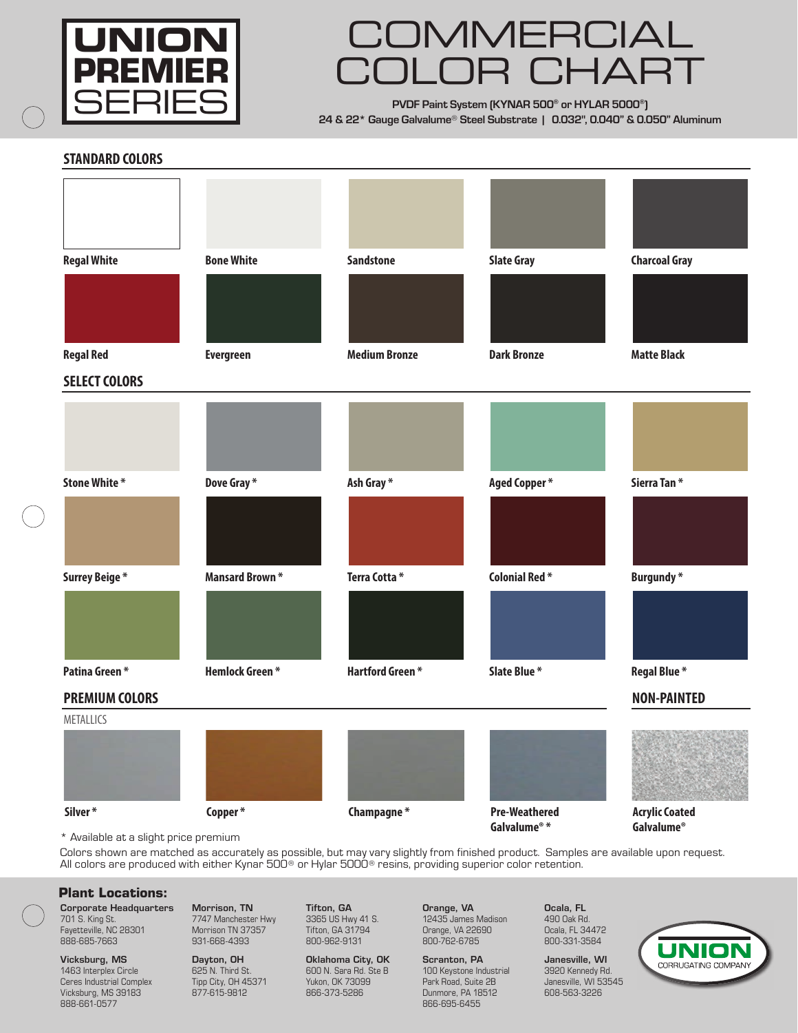# UNION PREMIER SERIES

# COMMERCIAL COLOR CHART

**PVDF Paint System (KYNAR 500® or HYLAR 5000®)**
**24 & 22* Gauge Galvalume® Steel Substrate | 0.032", 0.040" & 0.050" Aluminum**

## STANDARD COLORS

- Regal White
- Bone White
- Sandstone
- Slate Gray
- Charcoal Gray
- Regal Red
- Evergreen
- Medium Bronze
- Dark Bronze
- Matte Black

## SELECT COLORS

- Stone White *
- Dove Gray *
- Ash Gray *
- Aged Copper *
- Sierra Tan *
- Surrey Beige *
- Mansard Brown *
- Terra Cotta *
- Colonial Red *
- Burgundy *
- Patina Green *
- Hemlock Green *
- Hartford Green *
- Slate Blue *
- Regal Blue *

## PREMIUM COLORS

METALLICS

- Silver *
- Copper *
- Champagne *
- Pre-Weathered Galvalume® *

## NON-PAINTED

- Acrylic Coated Galvalume®

\* Available at a slight price premium

Colors shown are matched as accurately as possible, but may vary slightly from finished product. Samples are available upon request. All colors are produced with either Kynar 500® or Hylar 5000® resins, providing superior color retention.

## Plant Locations:

**Corporate Headquarters**
701 S. King St.
Fayetteville, NC 28301
888-685-7663

**Vicksburg, MS**
1463 Interplex Circle
Ceres Industrial Complex
Vicksburg, MS 39183
888-661-0577

**Morrison, TN**
7747 Manchester Hwy
Morrison TN 37357
931-668-4393

**Dayton, OH**
625 N. Third St.
Tipp City, OH 45371
877-615-9812

**Tifton, GA**
3365 US Hwy 41 S.
Tifton, GA 31794
800-962-9131

**Oklahoma City, OK**
600 N. Sara Rd. Ste B
Yukon, OK 73099
866-373-5286

**Orange, VA**
12435 James Madison
Orange, VA 22690
800-762-6785

**Scranton, PA**
100 Keystone Industrial
Park Road, Suite 2B
Dunmore, PA 18512
866-695-6455

**Ocala, FL**
490 Oak Rd.
Ocala, FL 34472
800-331-3584

**Janesville, WI**
3920 Kennedy Rd.
Janesville, WI 53545
608-563-3226

UNION CORRUGATING COMPANY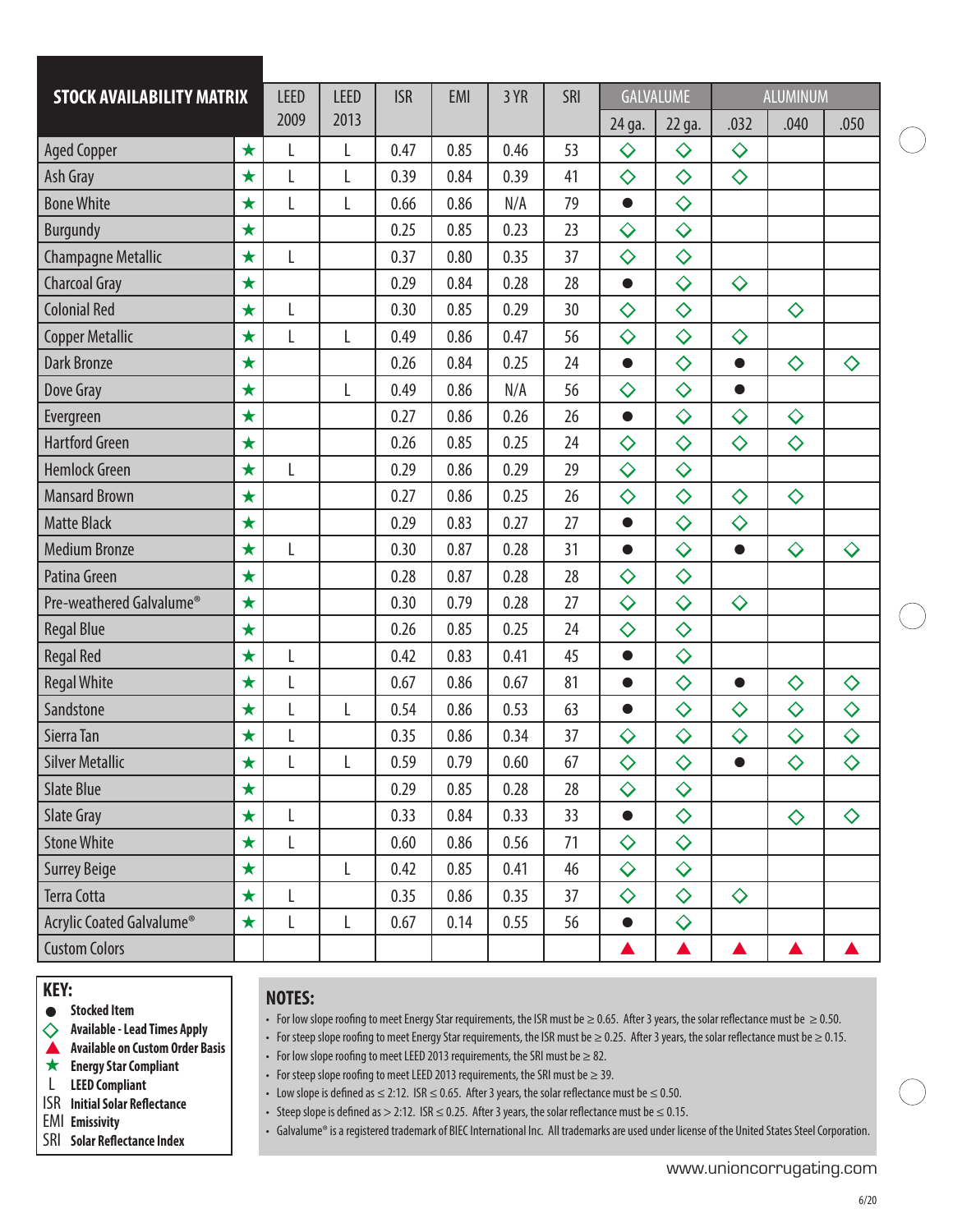| STOCK AVAILABILITY MATRIX | | LEED 2009 | LEED 2013 | ISR | EMI | 3 YR | SRI | GALVALUME | | ALUMINUM | | |
|---|---|---|---|---|---|---|---|---|---|---|---|---|
| | | | | | | | | 24 ga. | 22 ga. | .032 | .040 | .050 |
| Aged Copper | ★ | L | L | 0.47 | 0.85 | 0.46 | 53 | ◇ | ◇ | ◇ | | |
| Ash Gray | ★ | L | L | 0.39 | 0.84 | 0.39 | 41 | ◇ | ◇ | ◇ | | |
| Bone White | ★ | L | L | 0.66 | 0.86 | N/A | 79 | ● | ◇ | | | |
| Burgundy | ★ | | | 0.25 | 0.85 | 0.23 | 23 | ◇ | ◇ | | | |
| Champagne Metallic | ★ | L | | 0.37 | 0.80 | 0.35 | 37 | ◇ | ◇ | | | |
| Charcoal Gray | ★ | | | 0.29 | 0.84 | 0.28 | 28 | ● | ◇ | ◇ | | |
| Colonial Red | ★ | L | | 0.30 | 0.85 | 0.29 | 30 | ◇ | ◇ | | ◇ | |
| Copper Metallic | ★ | L | L | 0.49 | 0.86 | 0.47 | 56 | ◇ | ◇ | ◇ | | |
| Dark Bronze | ★ | | | 0.26 | 0.84 | 0.25 | 24 | ● | ◇ | ● | ◇ | ◇ |
| Dove Gray | ★ | | L | 0.49 | 0.86 | N/A | 56 | ◇ | ◇ | ● | | |
| Evergreen | ★ | | | 0.27 | 0.86 | 0.26 | 26 | ● | ◇ | ◇ | ◇ | |
| Hartford Green | ★ | | | 0.26 | 0.85 | 0.25 | 24 | ◇ | ◇ | ◇ | ◇ | |
| Hemlock Green | ★ | L | | 0.29 | 0.86 | 0.29 | 29 | ◇ | ◇ | | | |
| Mansard Brown | ★ | | | 0.27 | 0.86 | 0.25 | 26 | ◇ | ◇ | ◇ | ◇ | |
| Matte Black | ★ | | | 0.29 | 0.83 | 0.27 | 27 | ● | ◇ | ◇ | | |
| Medium Bronze | ★ | L | | 0.30 | 0.87 | 0.28 | 31 | ● | ◇ | ● | ◇ | ◇ |
| Patina Green | ★ | | | 0.28 | 0.87 | 0.28 | 28 | ◇ | ◇ | | | |
| Pre-weathered Galvalume® | ★ | | | 0.30 | 0.79 | 0.28 | 27 | ◇ | ◇ | ◇ | | |
| Regal Blue | ★ | | | 0.26 | 0.85 | 0.25 | 24 | ◇ | ◇ | | | |
| Regal Red | ★ | L | | 0.42 | 0.83 | 0.41 | 45 | ● | ◇ | | | |
| Regal White | ★ | L | | 0.67 | 0.86 | 0.67 | 81 | ● | ◇ | ● | ◇ | ◇ |
| Sandstone | ★ | L | L | 0.54 | 0.86 | 0.53 | 63 | ● | ◇ | ◇ | ◇ | ◇ |
| Sierra Tan | ★ | L | | 0.35 | 0.86 | 0.34 | 37 | ◇ | ◇ | ◇ | ◇ | ◇ |
| Silver Metallic | ★ | L | L | 0.59 | 0.79 | 0.60 | 67 | ◇ | ◇ | ● | ◇ | ◇ |
| Slate Blue | ★ | | | 0.29 | 0.85 | 0.28 | 28 | ◇ | ◇ | | | |
| Slate Gray | ★ | L | | 0.33 | 0.84 | 0.33 | 33 | ● | ◇ | | ◇ | ◇ |
| Stone White | ★ | L | | 0.60 | 0.86 | 0.56 | 71 | ◇ | ◇ | | | |
| Surrey Beige | ★ | | L | 0.42 | 0.85 | 0.41 | 46 | ◇ | ◇ | | | |
| Terra Cotta | ★ | L | | 0.35 | 0.86 | 0.35 | 37 | ◇ | ◇ | ◇ | | |
| Acrylic Coated Galvalume® | ★ | L | L | 0.67 | 0.14 | 0.55 | 56 | ● | ◇ | | | |
| Custom Colors | | | | | | | | ▲ | ▲ | ▲ | ▲ | ▲ |

**KEY:**

- ● **Stocked Item**
- ◇ **Available - Lead Times Apply**
- ▲ **Available on Custom Order Basis**
- ★ **Energy Star Compliant**
- L **LEED Compliant**
- ISR **Initial Solar Reflectance**
- EMI **Emissivity**
- SRI **Solar Reflectance Index**

**NOTES:**

- For low slope roofing to meet Energy Star requirements, the ISR must be ≥ 0.65. After 3 years, the solar reflectance must be ≥ 0.50.
- For steep slope roofing to meet Energy Star requirements, the ISR must be ≥ 0.25. After 3 years, the solar reflectance must be ≥ 0.15.
- For low slope roofing to meet LEED 2013 requirements, the SRI must be ≥ 82.
- For steep slope roofing to meet LEED 2013 requirements, the SRI must be ≥ 39.
- Low slope is defined as ≤ 2:12. ISR ≤ 0.65. After 3 years, the solar reflectance must be ≤ 0.50.
- Steep slope is defined as > 2:12. ISR ≤ 0.25. After 3 years, the solar reflectance must be ≤ 0.15.
- Galvalume® is a registered trademark of BIEC International Inc. All trademarks are used under license of the United States Steel Corporation.

www.unioncorrugating.com

6/20